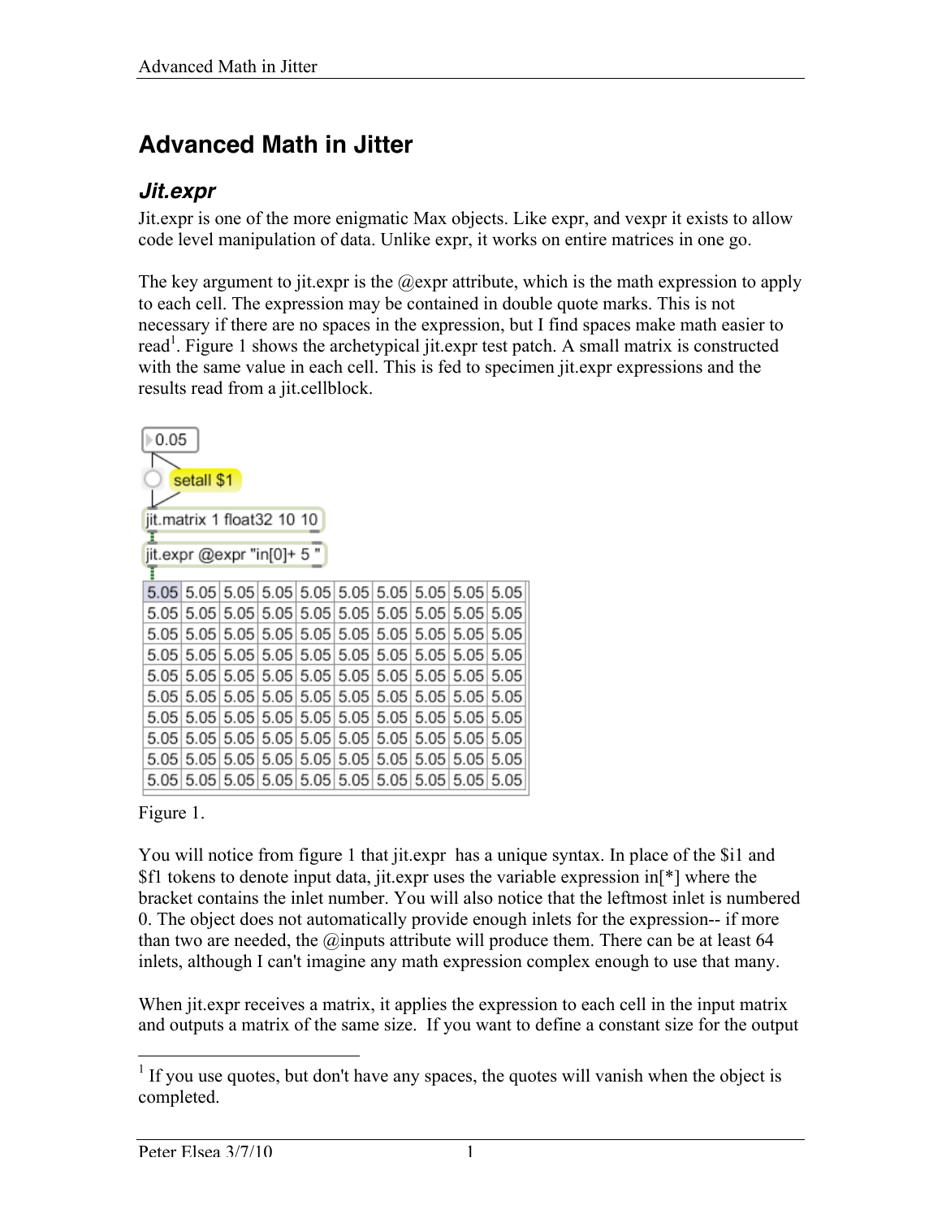# Advanced Math in Jitter

## *Jit.expr*

Jit.expr is one of the more enigmatic Max objects. Like expr, and vexpr it exists to allow code level manipulation of data. Unlike expr, it works on entire matrices in one go.

The key argument to jit.expr is the @expr attribute, which is the math expression to apply to each cell. The expression may be contained in double quote marks. This is not necessary if there are no spaces in the expression, but I find spaces make math easier to read[1]. Figure 1 shows the archetypical jit.expr test patch. A small matrix is constructed with the same value in each cell. This is fed to specimen jit.expr expressions and the results read from a jit.cellblock.

Figure 1.

You will notice from figure 1 that jit.expr has a unique syntax. In place of the $i1 and $f1 tokens to denote input data, jit.expr uses the variable expression in[*] where the bracket contains the inlet number. You will also notice that the leftmost inlet is numbered 0. The object does not automatically provide enough inlets for the expression-- if more than two are needed, the @inputs attribute will produce them. There can be at least 64 inlets, although I can't imagine any math expression complex enough to use that many.

When jit.expr receives a matrix, it applies the expression to each cell in the input matrix and outputs a matrix of the same size. If you want to define a constant size for the output

[1] If you use quotes, but don't have any spaces, the quotes will vanish when the object is completed.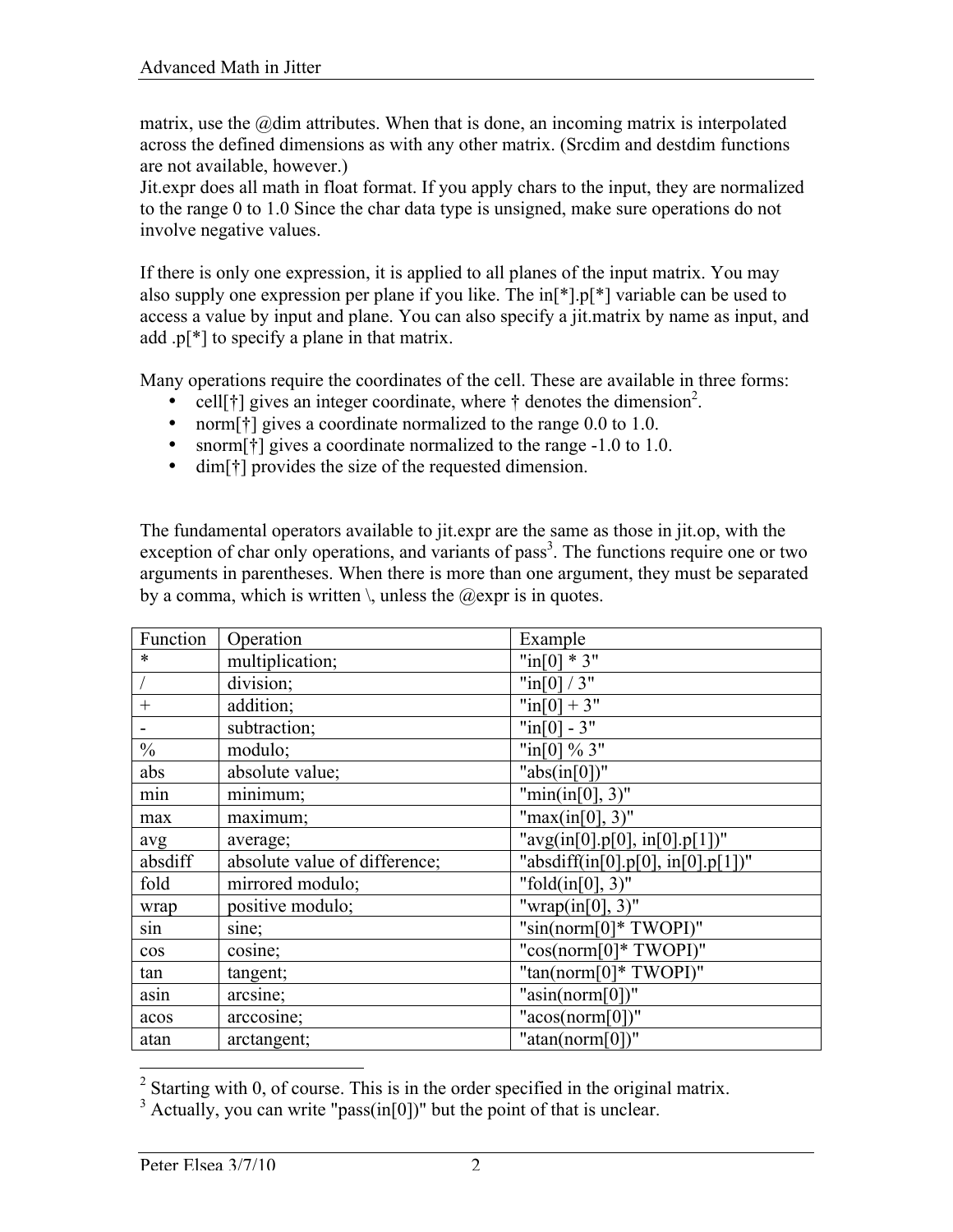matrix, use the @dim attributes. When that is done, an incoming matrix is interpolated across the defined dimensions as with any other matrix. (Srcdim and destdim functions are not available, however.)
Jit.expr does all math in float format. If you apply chars to the input, they are normalized to the range 0 to 1.0 Since the char data type is unsigned, make sure operations do not involve negative values.

If there is only one expression, it is applied to all planes of the input matrix. You may also supply one expression per plane if you like. The in[*].p[*] variable can be used to access a value by input and plane. You can also specify a jit.matrix by name as input, and add .p[*] to specify a plane in that matrix.

Many operations require the coordinates of the cell. These are available in three forms:

- cell[†] gives an integer coordinate, where † denotes the dimension[2].
- norm[†] gives a coordinate normalized to the range 0.0 to 1.0.
- snorm[†] gives a coordinate normalized to the range -1.0 to 1.0.
- dim[†] provides the size of the requested dimension.

The fundamental operators available to jit.expr are the same as those in jit.op, with the exception of char only operations, and variants of pass[3]. The functions require one or two arguments in parentheses. When there is more than one argument, they must be separated by a comma, which is written \, unless the @expr is in quotes.

| Function | Operation | Example |
|---|---|---|
| * | multiplication; | "in[0] * 3" |
| / | division; | "in[0] / 3" |
| + | addition; | "in[0] + 3" |
| - | subtraction; | "in[0] - 3" |
| % | modulo; | "in[0] % 3" |
| abs | absolute value; | "abs(in[0])" |
| min | minimum; | "min(in[0], 3)" |
| max | maximum; | "max(in[0], 3)" |
| avg | average; | "avg(in[0].p[0], in[0].p[1])" |
| absdiff | absolute value of difference; | "absdiff(in[0].p[0], in[0].p[1])" |
| fold | mirrored modulo; | "fold(in[0], 3)" |
| wrap | positive modulo; | "wrap(in[0], 3)" |
| sin | sine; | "sin(norm[0]* TWOPI)" |
| cos | cosine; | "cos(norm[0]* TWOPI)" |
| tan | tangent; | "tan(norm[0]* TWOPI)" |
| asin | arcsine; | "asin(norm[0])" |
| acos | arccosine; | "acos(norm[0])" |
| atan | arctangent; | "atan(norm[0])" |

[2] Starting with 0, of course. This is in the order specified in the original matrix.

[3] Actually, you can write "pass(in[0])" but the point of that is unclear.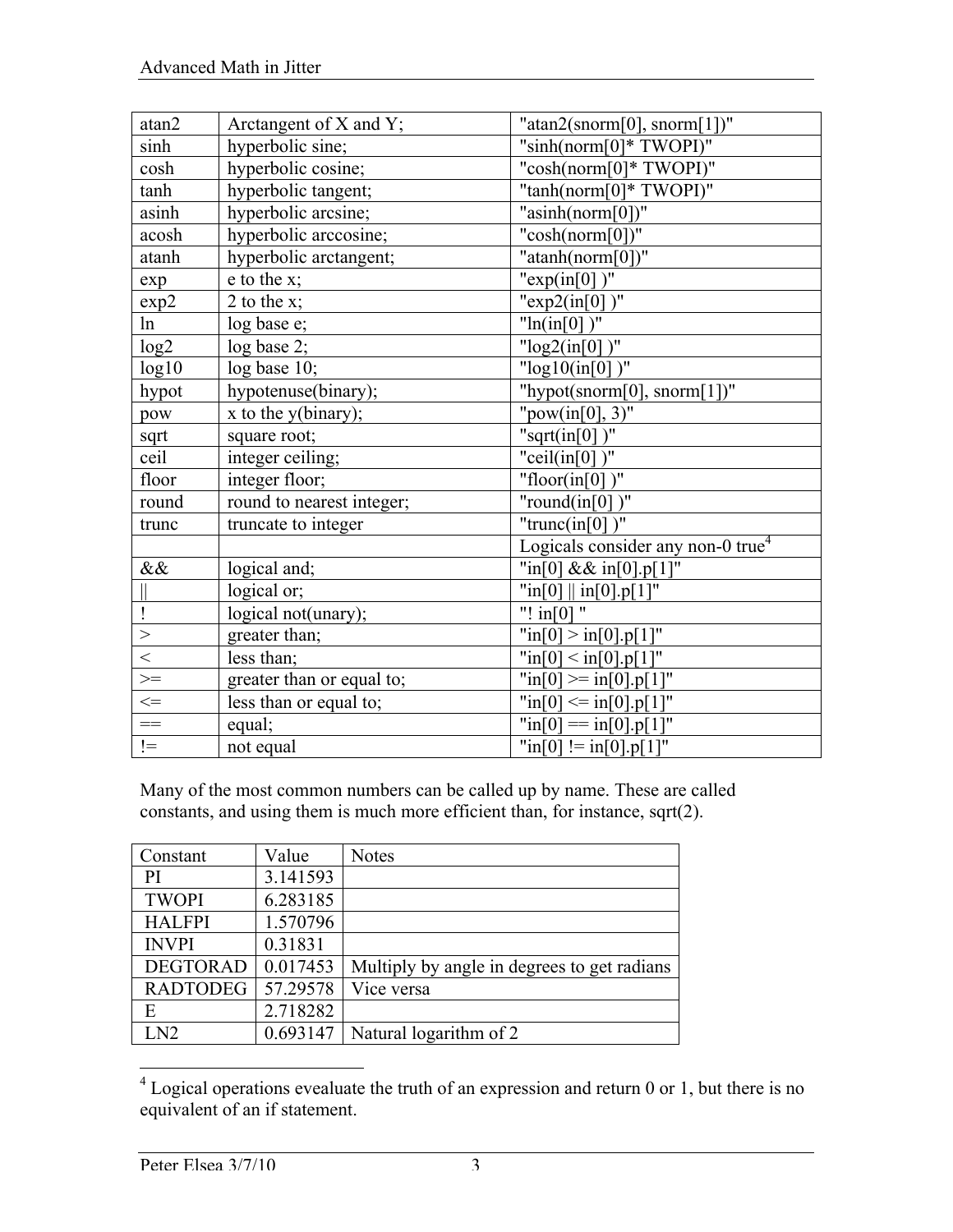| atan2 | Arctangent of X and Y; | "atan2(snorm[0], snorm[1])" |
|---|---|---|
| sinh | hyperbolic sine; | "sinh(norm[0]* TWOPI)" |
| cosh | hyperbolic cosine; | "cosh(norm[0]* TWOPI)" |
| tanh | hyperbolic tangent; | "tanh(norm[0]* TWOPI)" |
| asinh | hyperbolic arcsine; | "asinh(norm[0])" |
| acosh | hyperbolic arccosine; | "cosh(norm[0])" |
| atanh | hyperbolic arctangent; | "atanh(norm[0])" |
| exp | e to the x; | "exp(in[0] )" |
| exp2 | 2 to the x; | "exp2(in[0] )" |
| ln | log base e; | "ln(in[0] )" |
| log2 | log base 2; | "log2(in[0] )" |
| log10 | log base 10; | "log10(in[0] )" |
| hypot | hypotenuse(binary); | "hypot(snorm[0], snorm[1])" |
| pow | x to the y(binary); | "pow(in[0], 3)" |
| sqrt | square root; | "sqrt(in[0] )" |
| ceil | integer ceiling; | "ceil(in[0] )" |
| floor | integer floor; | "floor(in[0] )" |
| round | round to nearest integer; | "round(in[0] )" |
| trunc | truncate to integer | "trunc(in[0] )" |
| | | Logicals consider any non-0 true[4] |
| && | logical and; | "in[0] && in[0].p[1]" |
| \|\| | logical or; | "in[0] \|\| in[0].p[1]" |
| ! | logical not(unary); | "! in[0] " |
| > | greater than; | "in[0] > in[0].p[1]" |
| < | less than; | "in[0] < in[0].p[1]" |
| >= | greater than or equal to; | "in[0] >= in[0].p[1]" |
| <= | less than or equal to; | "in[0] <= in[0].p[1]" |
| == | equal; | "in[0] == in[0].p[1]" |
| != | not equal | "in[0] != in[0].p[1]" |

Many of the most common numbers can be called up by name. These are called constants, and using them is much more efficient than, for instance, sqrt(2).

| Constant | Value | Notes |
|---|---|---|
| PI | 3.141593 | |
| TWOPI | 6.283185 | |
| HALFPI | 1.570796 | |
| INVPI | 0.31831 | |
| DEGTORAD | 0.017453 | Multiply by angle in degrees to get radians |
| RADTODEG | 57.29578 | Vice versa |
| E | 2.718282 | |
| LN2 | 0.693147 | Natural logarithm of 2 |

[4] Logical operations evealuate the truth of an expression and return 0 or 1, but there is no equivalent of an if statement.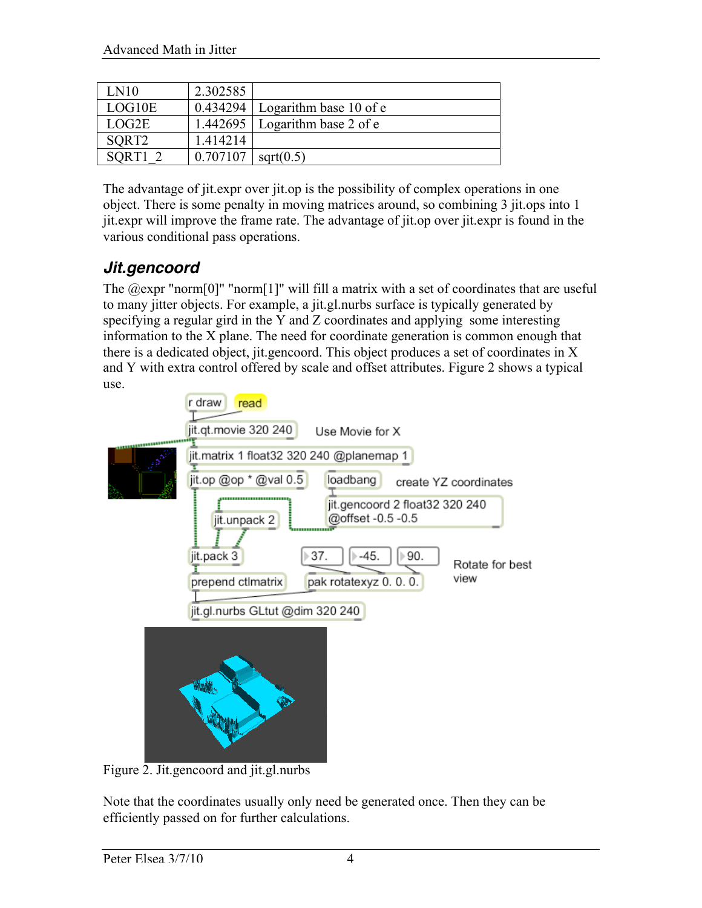| LN10 | 2.302585 | |
|---|---|---|
| LOG10E | 0.434294 | Logarithm base 10 of e |
| LOG2E | 1.442695 | Logarithm base 2 of e |
| SQRT2 | 1.414214 | |
| SQRT1_2 | 0.707107 | sqrt(0.5) |

The advantage of jit.expr over jit.op is the possibility of complex operations in one object. There is some penalty in moving matrices around, so combining 3 jit.ops into 1 jit.expr will improve the frame rate. The advantage of jit.op over jit.expr is found in the various conditional pass operations.

## Jit.gencoord

The @expr "norm[0]" "norm[1]" will fill a matrix with a set of coordinates that are useful to many jitter objects. For example, a jit.gl.nurbs surface is typically generated by specifying a regular gird in the Y and Z coordinates and applying some interesting information to the X plane. The need for coordinate generation is common enough that there is a dedicated object, jit.gencoord. This object produces a set of coordinates in X and Y with extra control offered by scale and offset attributes. Figure 2 shows a typical use.

Figure 2. Jit.gencoord and jit.gl.nurbs

Note that the coordinates usually only need be generated once. Then they can be efficiently passed on for further calculations.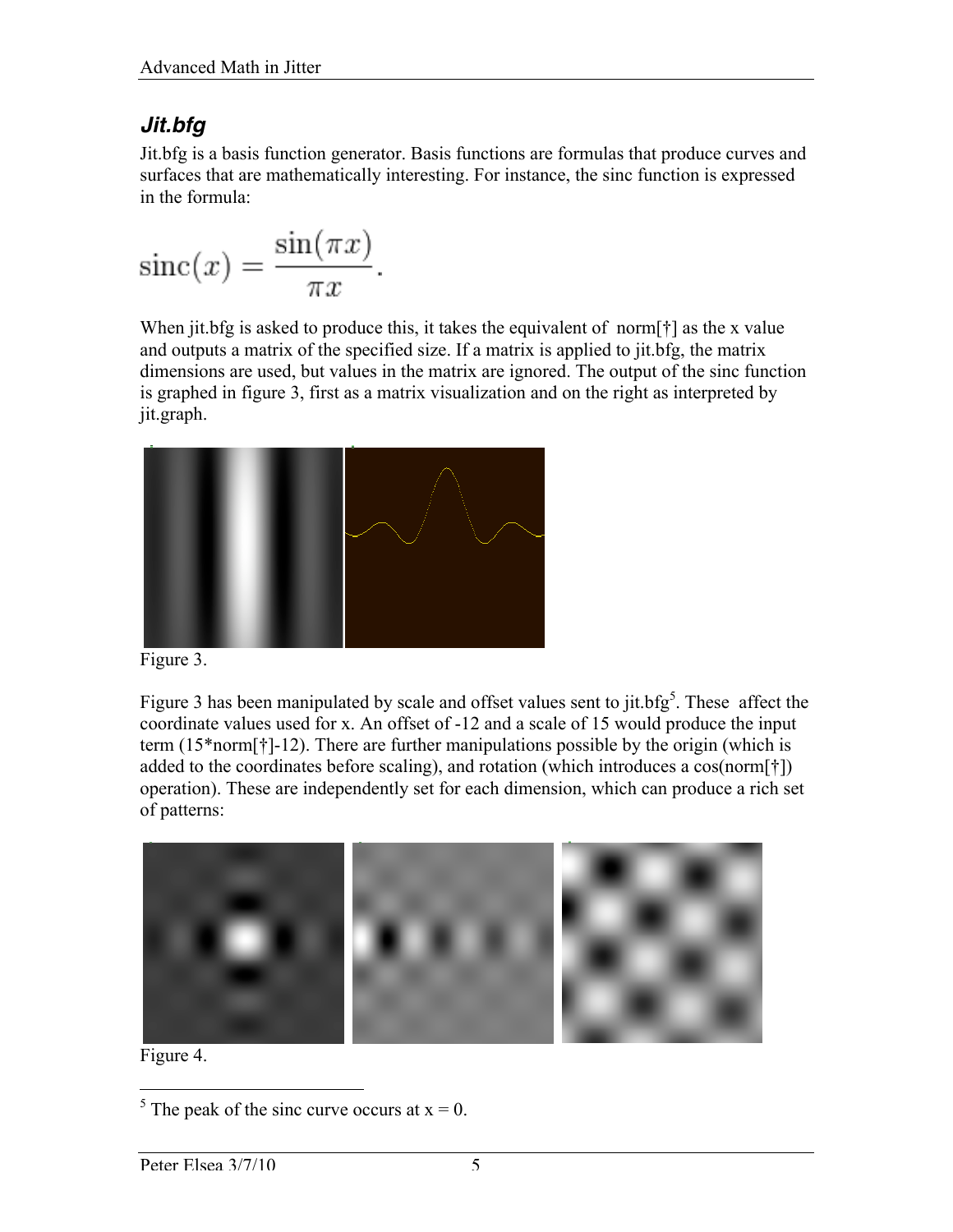### *Jit.bfg*

Jit.bfg is a basis function generator. Basis functions are formulas that produce curves and surfaces that are mathematically interesting. For instance, the sinc function is expressed in the formula:

$$\mathrm{sinc}(x) = \frac{\sin(\pi x)}{\pi x}.$$

When jit.bfg is asked to produce this, it takes the equivalent of norm[†] as the x value and outputs a matrix of the specified size. If a matrix is applied to jit.bfg, the matrix dimensions are used, but values in the matrix are ignored. The output of the sinc function is graphed in figure 3, first as a matrix visualization and on the right as interpreted by jit.graph.

Figure 3.

Figure 3 has been manipulated by scale and offset values sent to jit.bfg[5]. These affect the coordinate values used for x. An offset of -12 and a scale of 15 would produce the input term (15*norm[†]-12). There are further manipulations possible by the origin (which is added to the coordinates before scaling), and rotation (which introduces a cos(norm[†]) operation). These are independently set for each dimension, which can produce a rich set of patterns:

Figure 4.

[5] The peak of the sinc curve occurs at x = 0.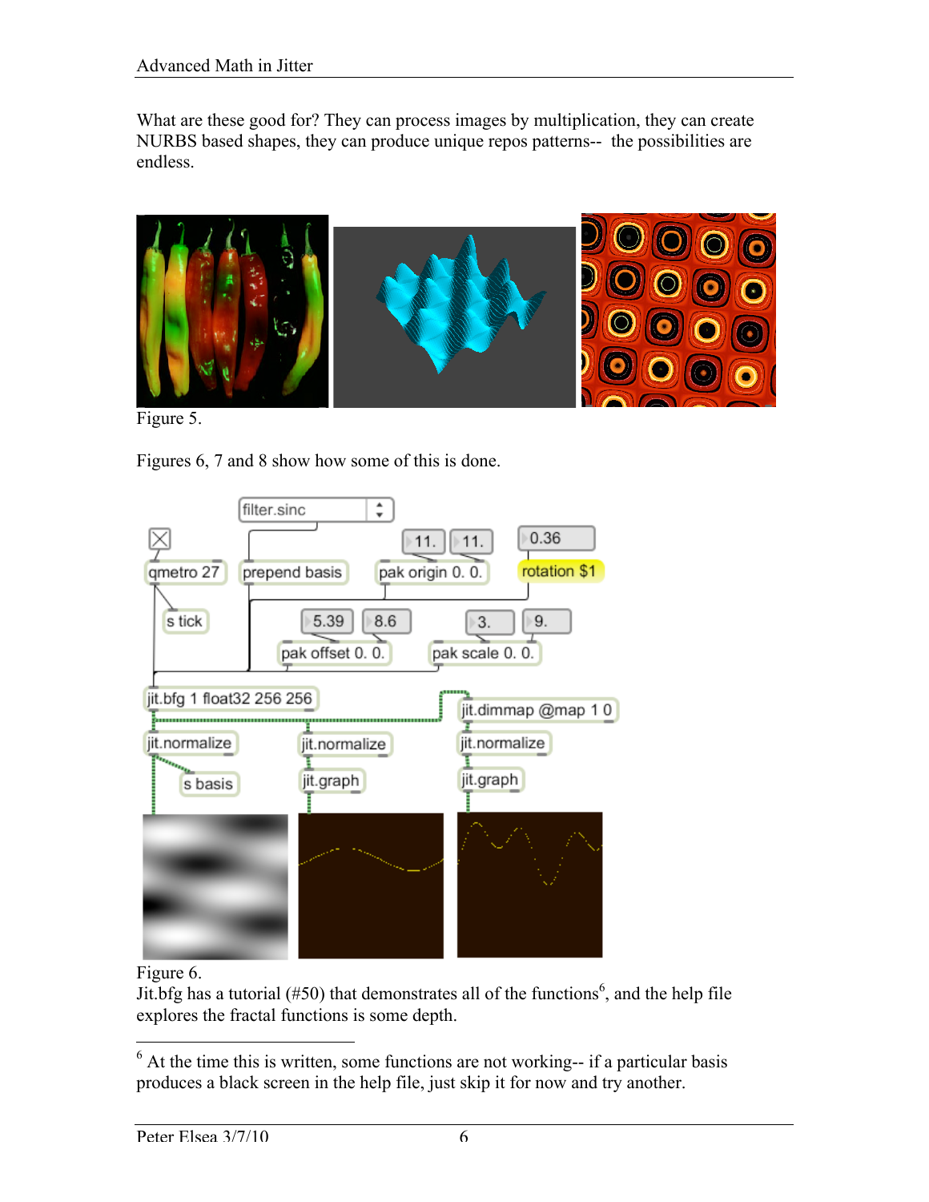What are these good for? They can process images by multiplication, they can create NURBS based shapes, they can produce unique repos patterns-- the possibilities are endless.

Figure 5.

Figures 6, 7 and 8 show how some of this is done.

Figure 6.

Jit.bfg has a tutorial (#50) that demonstrates all of the functions[6], and the help file explores the fractal functions is some depth.

---

[6] At the time this is written, some functions are not working-- if a particular basis produces a black screen in the help file, just skip it for now and try another.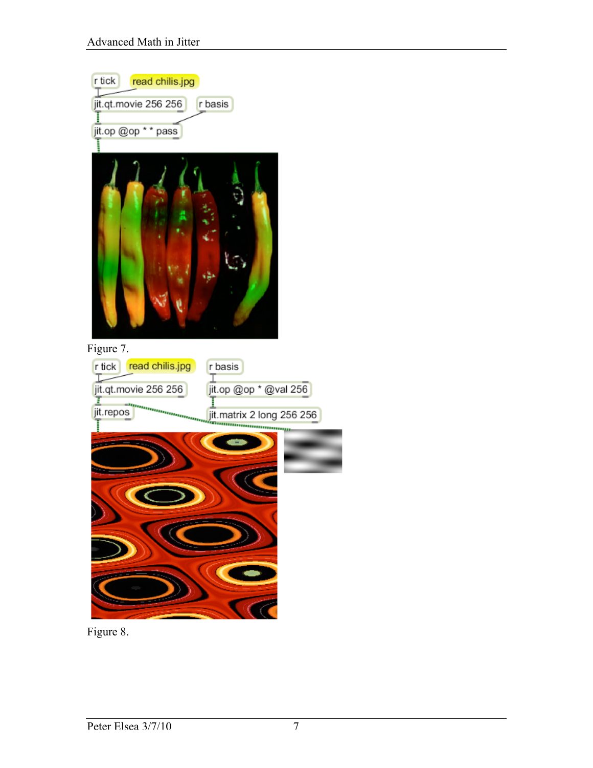Figure 7.

Figure 8.